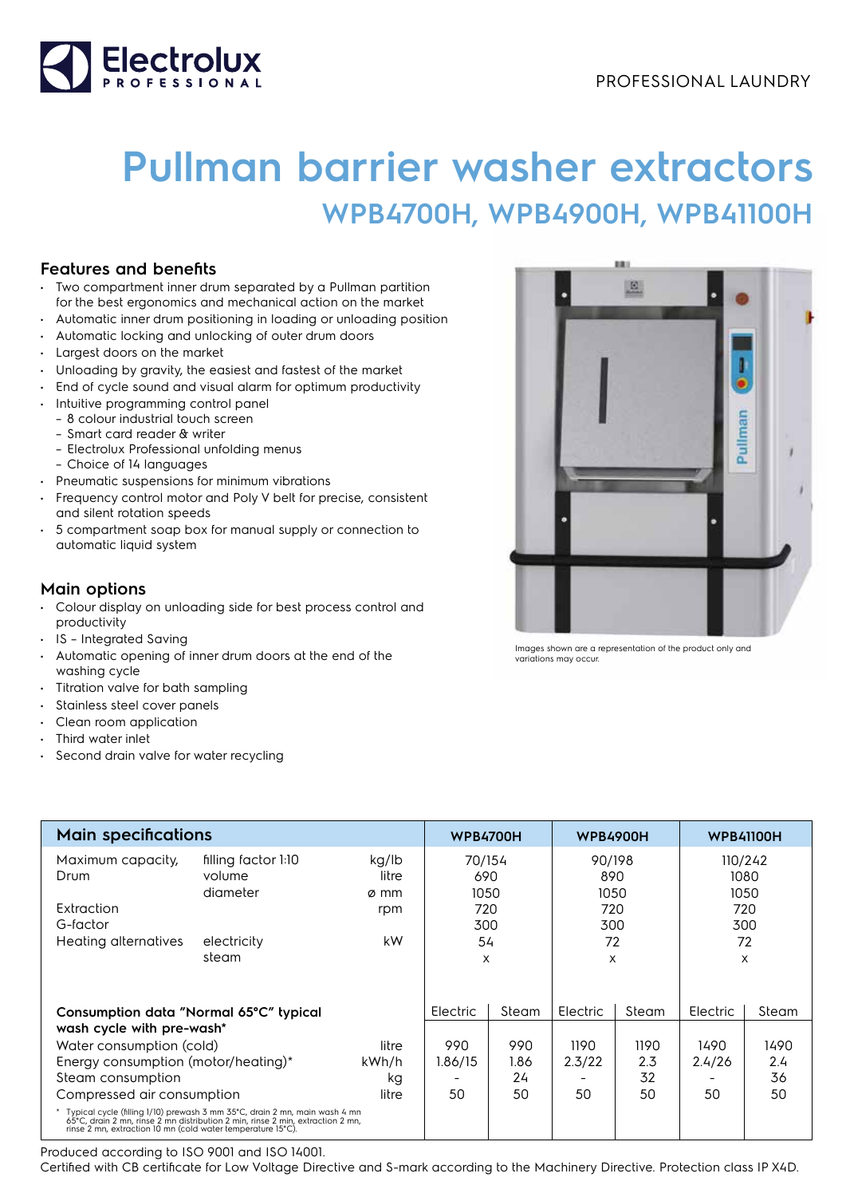PROFESSIONAL LAUNDRY

# Pullman barrier washer extractors

## WPB4700H, WPB4900H, WPB41100H

### Features and benefits

- Two compartment inner drum separated by a Pullman partition for the best ergonomics and mechanical action on the market
- Automatic inner drum positioning in loading or unloading position
- Automatic locking and unlocking of outer drum doors
- Largest doors on the market
- Unloading by gravity, the easiest and fastest of the market
- End of cycle sound and visual alarm for optimum productivity
- Intuitive programming control panel
  - 8 colour industrial touch screen
  - Smart card reader & writer
  - Electrolux Professional unfolding menus
  - Choice of 14 languages
- Pneumatic suspensions for minimum vibrations
- Frequency control motor and Poly V belt for precise, consistent and silent rotation speeds
- 5 compartment soap box for manual supply or connection to automatic liquid system

### Main options

- Colour display on unloading side for best process control and productivity
- IS – Integrated Saving
- Automatic opening of inner drum doors at the end of the washing cycle
- Titration valve for bath sampling
- Stainless steel cover panels
- Clean room application
- Third water inlet
- Second drain valve for water recycling

Images shown are a representation of the product only and variations may occur.

| Main specifications | | | WPB4700H | | WPB4900H | | WPB41100H | |
|---|---|---|---|---|---|---|---|---|
| Maximum capacity, | filling factor 1:10 | kg/lb | 70/154 | | 90/198 | | 110/242 | |
| Drum | volume | litre | 690 | | 890 | | 1080 | |
| | diameter | ø mm | 1050 | | 1050 | | 1050 | |
| Extraction | | rpm | 720 | | 720 | | 720 | |
| G-factor | | | 300 | | 300 | | 300 | |
| Heating alternatives | electricity | kW | 54 | | 72 | | 72 | |
| | steam | | x | | x | | x | |
| **Consumption data "Normal 65°C" typical wash cycle with pre-wash*** | | | Electric | Steam | Electric | Steam | Electric | Steam |
| Water consumption (cold) | | litre | 990 | 990 | 1190 | 1190 | 1490 | 1490 |
| Energy consumption (motor/heating)* | | kWh/h | 1.86/15 | 1.86 | 2.3/22 | 2.3 | 2.4/26 | 2.4 |
| Steam consumption | | kg | - | 24 | - | 32 | - | 36 |
| Compressed air consumption | | litre | 50 | 50 | 50 | 50 | 50 | 50 |

\* Typical cycle (filling 1/10) prewash 3 mn 35°C, drain 2 mn, main wash 4 mn 65°C, drain 2 mn, rinse 2 mn distribution 2 min, rinse 2 min, extraction 2 mn, rinse 2 mn, extraction 10 mn (cold water temperature 15°C).

Produced according to ISO 9001 and ISO 14001.
Certified with CB certificate for Low Voltage Directive and S-mark according to the Machinery Directive. Protection class IP X4D.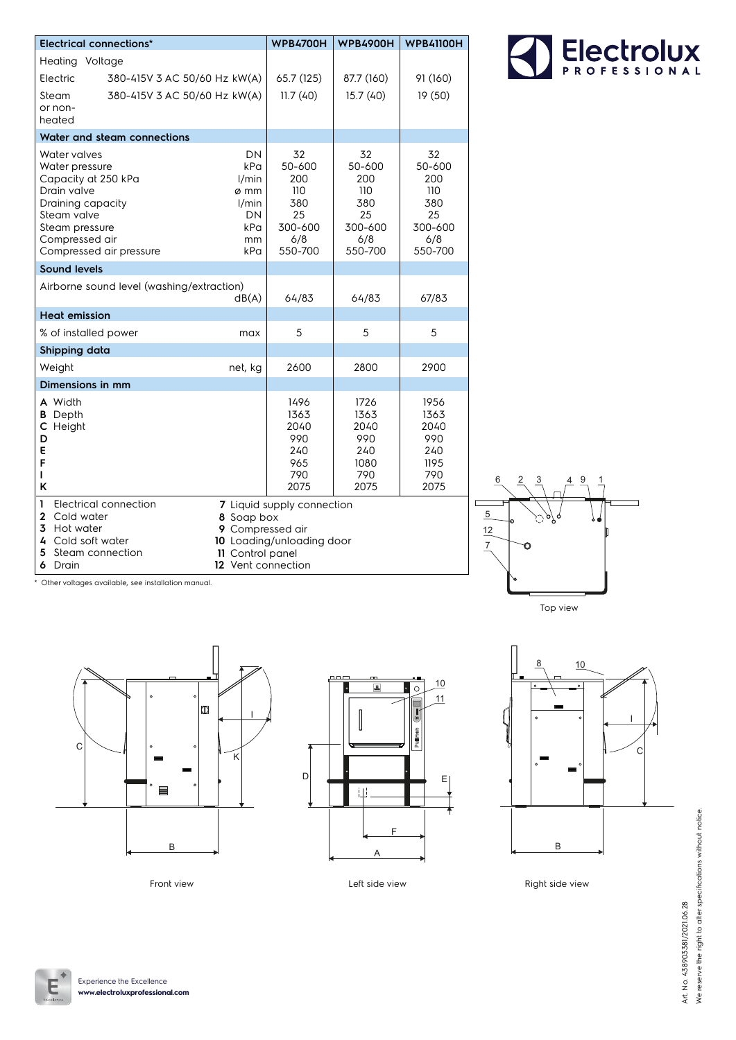| Electrical connections* | | WPB4700H | WPB4900H | WPB41100H |
|---|---|---|---|---|
| Heating | Voltage | | | |
| Electric | 380-415V 3 AC 50/60 Hz kW(A) | 65.7 (125) | 87.7 (160) | 91 (160) |
| Steam or non-heated | 380-415V 3 AC 50/60 Hz kW(A) | 11.7 (40) | 15.7 (40) | 19 (50) |
| **Water and steam connections** | | | | |
| Water valves | DN | 32 | 32 | 32 |
| Water pressure | kPa | 50-600 | 50-600 | 50-600 |
| Capacity at 250 kPa | l/min | 200 | 200 | 200 |
| Drain valve | ø mm | 110 | 110 | 110 |
| Draining capacity | l/min | 380 | 380 | 380 |
| Steam valve | DN | 25 | 25 | 25 |
| Steam pressure | kPa | 300-600 | 300-600 | 300-600 |
| Compressed air | mm | 6/8 | 6/8 | 6/8 |
| Compressed air pressure | kPa | 550-700 | 550-700 | 550-700 |
| **Sound levels** | | | | |
| Airborne sound level (washing/extraction) | dB(A) | 64/83 | 64/83 | 67/83 |
| **Heat emission** | | | | |
| % of installed power | max | 5 | 5 | 5 |
| **Shipping data** | | | | |
| Weight | net, kg | 2600 | 2800 | 2900 |
| **Dimensions in mm** | | | | |
| **A** Width | | 1496 | 1726 | 1956 |
| **B** Depth | | 1363 | 1363 | 1363 |
| **C** Height | | 2040 | 2040 | 2040 |
| **D** | | 990 | 990 | 990 |
| **E** | | 240 | 240 | 240 |
| **F** | | 965 | 1080 | 1195 |
| **I** | | 790 | 790 | 790 |
| **K** | | 2075 | 2075 | 2075 |

**1** Electrical connection
**2** Cold water
**3** Hot water
**4** Cold soft water
**5** Steam connection
**6** Drain
**7** Liquid supply connection
**8** Soap box
**9** Compressed air
**10** Loading/unloading door
**11** Control panel
**12** Vent connection

\* Other voltages available, see installation manual.

Top view

Front view

Left side view

Right side view

Experience the Excellence
**www.electroluxprofessional.com**

Art. No. 438903381/2021.06.28
We reserve the right to alter specifications without notice.